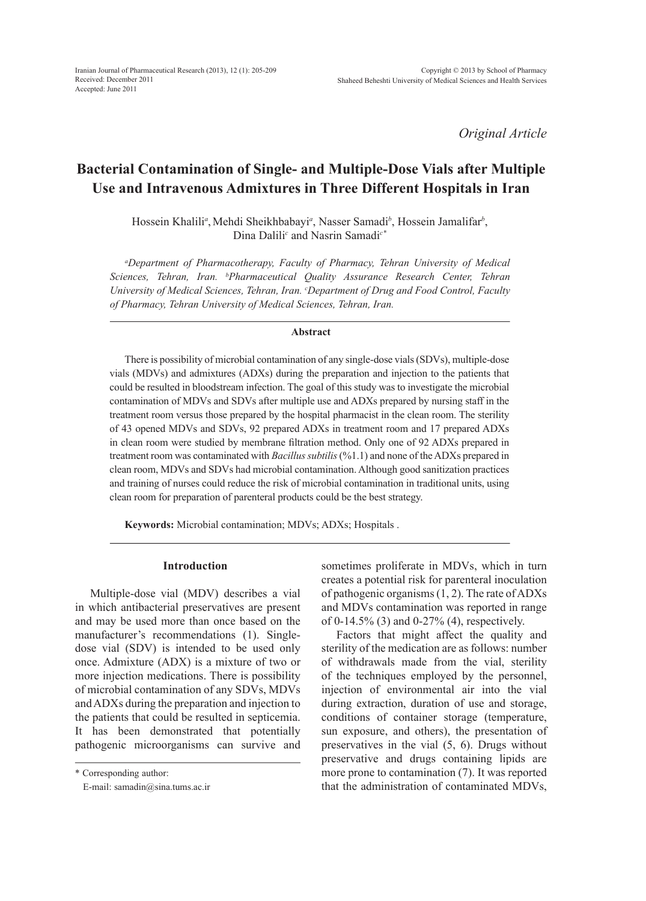*Original Article*

# Bacterial Contamination of Single- and Multiple-Dose Vials after Multiple Use and Intravenous Admixtures in Three Different Hospitals in Iran

Hossein Khalili[a], Mehdi Sheikhbabayi[a], Nasser Samadi[b], Hossein Jamalifar[b], Dina Dalili[c] and Nasrin Samadi[c*]

[a]*Department of Pharmacotherapy, Faculty of Pharmacy, Tehran University of Medical Sciences, Tehran, Iran.* [b]*Pharmaceutical Quality Assurance Research Center, Tehran University of Medical Sciences, Tehran, Iran.* [c]*Department of Drug and Food Control, Faculty of Pharmacy, Tehran University of Medical Sciences, Tehran, Iran.*

### Abstract

There is possibility of microbial contamination of any single-dose vials (SDVs), multiple-dose vials (MDVs) and admixtures (ADXs) during the preparation and injection to the patients that could be resulted in bloodstream infection. The goal of this study was to investigate the microbial contamination of MDVs and SDVs after multiple use and ADXs prepared by nursing staff in the treatment room versus those prepared by the hospital pharmacist in the clean room. The sterility of 43 opened MDVs and SDVs, 92 prepared ADXs in treatment room and 17 prepared ADXs in clean room were studied by membrane filtration method. Only one of 92 ADXs prepared in treatment room was contaminated with *Bacillus subtilis* (%1.1) and none of the ADXs prepared in clean room, MDVs and SDVs had microbial contamination. Although good sanitization practices and training of nurses could reduce the risk of microbial contamination in traditional units, using clean room for preparation of parenteral products could be the best strategy.

**Keywords:** Microbial contamination; MDVs; ADXs; Hospitals .

## Introduction

Multiple-dose vial (MDV) describes a vial in which antibacterial preservatives are present and may be used more than once based on the manufacturer's recommendations (1). Single-dose vial (SDV) is intended to be used only once. Admixture (ADX) is a mixture of two or more injection medications. There is possibility of microbial contamination of any SDVs, MDVs and ADXs during the preparation and injection to the patients that could be resulted in septicemia. It has been demonstrated that potentially pathogenic microorganisms can survive and sometimes proliferate in MDVs, which in turn creates a potential risk for parenteral inoculation of pathogenic organisms (1, 2). The rate of ADXs and MDVs contamination was reported in range of 0-14.5% (3) and 0-27% (4), respectively.

Factors that might affect the quality and sterility of the medication are as follows: number of withdrawals made from the vial, sterility of the techniques employed by the personnel, injection of environmental air into the vial during extraction, duration of use and storage, conditions of container storage (temperature, sun exposure, and others), the presentation of preservatives in the vial (5, 6). Drugs without preservative and drugs containing lipids are more prone to contamination (7). It was reported that the administration of contaminated MDVs,

\* Corresponding author:
E-mail: samadin@sina.tums.ac.ir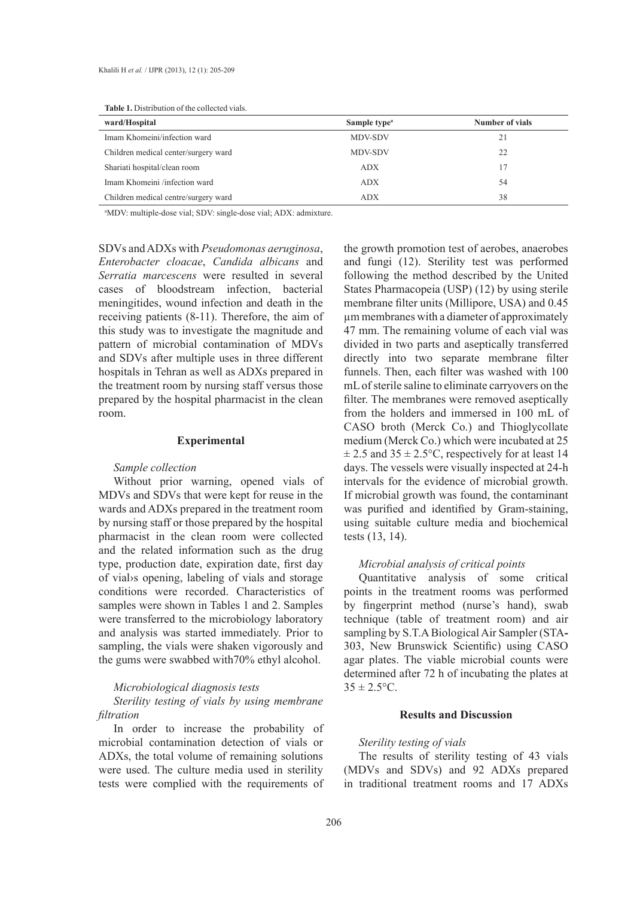**Table 1.** Distribution of the collected vials.

| ward/Hospital | Sample type[a] | Number of vials |
|---|---|---|
| Imam Khomeini/infection ward | MDV-SDV | 21 |
| Children medical center/surgery ward | MDV-SDV | 22 |
| Shariati hospital/clean room | ADX | 17 |
| Imam Khomeini /infection ward | ADX | 54 |
| Children medical centre/surgery ward | ADX | 38 |

[a]MDV: multiple-dose vial; SDV: single-dose vial; ADX: admixture.

SDVs and ADXs with *Pseudomonas aeruginosa*, *Enterobacter cloacae*, *Candida albicans* and *Serratia marcescens* were resulted in several cases of bloodstream infection, bacterial meningitides, wound infection and death in the receiving patients (8-11). Therefore, the aim of this study was to investigate the magnitude and pattern of microbial contamination of MDVs and SDVs after multiple uses in three different hospitals in Tehran as well as ADXs prepared in the treatment room by nursing staff versus those prepared by the hospital pharmacist in the clean room.

## Experimental

*Sample collection*

Without prior warning, opened vials of MDVs and SDVs that were kept for reuse in the wards and ADXs prepared in the treatment room by nursing staff or those prepared by the hospital pharmacist in the clean room were collected and the related information such as the drug type, production date, expiration date, first day of vial›s opening, labeling of vials and storage conditions were recorded. Characteristics of samples were shown in Tables 1 and 2. Samples were transferred to the microbiology laboratory and analysis was started immediately. Prior to sampling, the vials were shaken vigorously and the gums were swabbed with70% ethyl alcohol.

*Microbiological diagnosis tests*

*Sterility testing of vials by using membrane filtration*

In order to increase the probability of microbial contamination detection of vials or ADXs, the total volume of remaining solutions were used. The culture media used in sterility tests were complied with the requirements of the growth promotion test of aerobes, anaerobes and fungi (12). Sterility test was performed following the method described by the United States Pharmacopeia (USP) (12) by using sterile membrane filter units (Millipore, USA) and 0.45 µm membranes with a diameter of approximately 47 mm. The remaining volume of each vial was divided in two parts and aseptically transferred directly into two separate membrane filter funnels. Then, each filter was washed with 100 mL of sterile saline to eliminate carryovers on the filter. The membranes were removed aseptically from the holders and immersed in 100 mL of CASO broth (Merck Co.) and Thioglycollate medium (Merck Co.) which were incubated at 25 ± 2.5 and 35 ± 2.5°C, respectively for at least 14 days. The vessels were visually inspected at 24-h intervals for the evidence of microbial growth. If microbial growth was found, the contaminant was purified and identified by Gram-staining, using suitable culture media and biochemical tests (13, 14).

*Microbial analysis of critical points*

Quantitative analysis of some critical points in the treatment rooms was performed by fingerprint method (nurse's hand), swab technique (table of treatment room) and air sampling by S.T.A Biological Air Sampler (STA-303, New Brunswick Scientific) using CASO agar plates. The viable microbial counts were determined after 72 h of incubating the plates at 35 ± 2.5°C.

## Results and Discussion

*Sterility testing of vials*

The results of sterility testing of 43 vials (MDVs and SDVs) and 92 ADXs prepared in traditional treatment rooms and 17 ADXs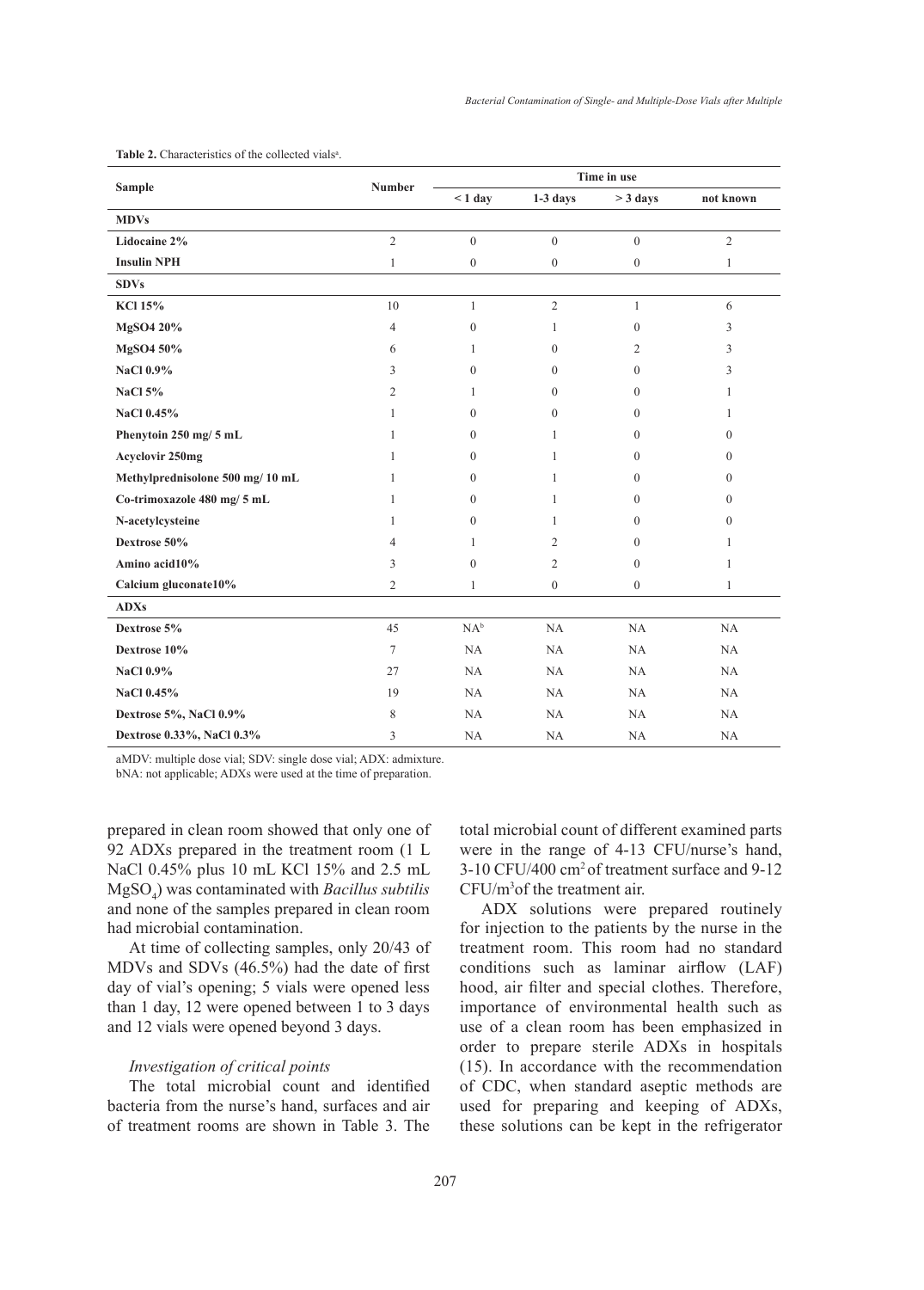**Table 2.** Characteristics of the collected vials[a].

| Sample | Number | Time in use | | | |
|---|---|---|---|---|---|
| | | < 1 day | 1-3 days | > 3 days | not known |
| **MDVs** | | | | | |
| **Lidocaine 2%** | 2 | 0 | 0 | 0 | 2 |
| **Insulin NPH** | 1 | 0 | 0 | 0 | 1 |
| **SDVs** | | | | | |
| **KCl 15%** | 10 | 1 | 2 | 1 | 6 |
| **MgSO4 20%** | 4 | 0 | 1 | 0 | 3 |
| **MgSO4 50%** | 6 | 1 | 0 | 2 | 3 |
| **NaCl 0.9%** | 3 | 0 | 0 | 0 | 3 |
| **NaCl 5%** | 2 | 1 | 0 | 0 | 1 |
| **NaCl 0.45%** | 1 | 0 | 0 | 0 | 1 |
| **Phenytoin 250 mg/ 5 mL** | 1 | 0 | 1 | 0 | 0 |
| **Acyclovir 250mg** | 1 | 0 | 1 | 0 | 0 |
| **Methylprednisolone 500 mg/ 10 mL** | 1 | 0 | 1 | 0 | 0 |
| **Co-trimoxazole 480 mg/ 5 mL** | 1 | 0 | 1 | 0 | 0 |
| **N-acetylcysteine** | 1 | 0 | 1 | 0 | 0 |
| **Dextrose 50%** | 4 | 1 | 2 | 0 | 1 |
| **Amino acid10%** | 3 | 0 | 2 | 0 | 1 |
| **Calcium gluconate10%** | 2 | 1 | 0 | 0 | 1 |
| **ADXs** | | | | | |
| **Dextrose 5%** | 45 | NA[b] | NA | NA | NA |
| **Dextrose 10%** | 7 | NA | NA | NA | NA |
| **NaCl 0.9%** | 27 | NA | NA | NA | NA |
| **NaCl 0.45%** | 19 | NA | NA | NA | NA |
| **Dextrose 5%, NaCl 0.9%** | 8 | NA | NA | NA | NA |
| **Dextrose 0.33%, NaCl 0.3%** | 3 | NA | NA | NA | NA |

aMDV: multiple dose vial; SDV: single dose vial; ADX: admixture.

bNA: not applicable; ADXs were used at the time of preparation.

prepared in clean room showed that only one of 92 ADXs prepared in the treatment room (1 L NaCl 0.45% plus 10 mL KCl 15% and 2.5 mL $MgSO_4$) was contaminated with *Bacillus subtilis* and none of the samples prepared in clean room had microbial contamination.

At time of collecting samples, only 20/43 of MDVs and SDVs (46.5%) had the date of first day of vial's opening; 5 vials were opened less than 1 day, 12 were opened between 1 to 3 days and 12 vials were opened beyond 3 days.

### *Investigation of critical points*

The total microbial count and identified bacteria from the nurse's hand, surfaces and air of treatment rooms are shown in Table 3. The total microbial count of different examined parts were in the range of 4-13 CFU/nurse's hand, 3-10 CFU/400 $cm^2$ of treatment surface and 9-12 CFU/$m^3$ of the treatment air.

ADX solutions were prepared routinely for injection to the patients by the nurse in the treatment room. This room had no standard conditions such as laminar airflow (LAF) hood, air filter and special clothes. Therefore, importance of environmental health such as use of a clean room has been emphasized in order to prepare sterile ADXs in hospitals (15). In accordance with the recommendation of CDC, when standard aseptic methods are used for preparing and keeping of ADXs, these solutions can be kept in the refrigerator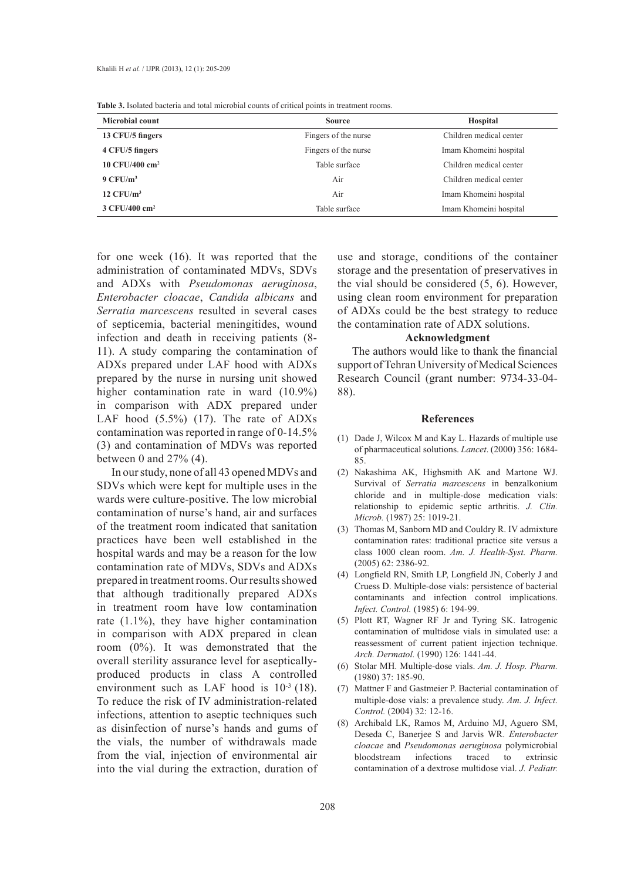**Table 3.** Isolated bacteria and total microbial counts of critical points in treatment rooms.

| Microbial count | Source | Hospital |
|---|---|---|
| **13 CFU/5 fingers** | Fingers of the nurse | Children medical center |
| **4 CFU/5 fingers** | Fingers of the nurse | Imam Khomeini hospital |
| **10 CFU/400 cm$^2$** | Table surface | Children medical center |
| **9 CFU/m$^3$** | Air | Children medical center |
| **12 CFU/m$^3$** | Air | Imam Khomeini hospital |
| **3 CFU/400 cm$^2$** | Table surface | Imam Khomeini hospital |

for one week (16). It was reported that the administration of contaminated MDVs, SDVs and ADXs with *Pseudomonas aeruginosa*, *Enterobacter cloacae*, *Candida albicans* and *Serratia marcescens* resulted in several cases of septicemia, bacterial meningitides, wound infection and death in receiving patients (8-11). A study comparing the contamination of ADXs prepared under LAF hood with ADXs prepared by the nurse in nursing unit showed higher contamination rate in ward (10.9%) in comparison with ADX prepared under LAF hood (5.5%) (17). The rate of ADXs contamination was reported in range of 0-14.5% (3) and contamination of MDVs was reported between 0 and 27% (4).

In our study, none of all 43 opened MDVs and SDVs which were kept for multiple uses in the wards were culture-positive. The low microbial contamination of nurse's hand, air and surfaces of the treatment room indicated that sanitation practices have been well established in the hospital wards and may be a reason for the low contamination rate of MDVs, SDVs and ADXs prepared in treatment rooms. Our results showed that although traditionally prepared ADXs in treatment room have low contamination rate (1.1%), they have higher contamination in comparison with ADX prepared in clean room (0%). It was demonstrated that the overall sterility assurance level for aseptically-produced products in class A controlled environment such as LAF hood is $10^{-3}$ (18). To reduce the risk of IV administration-related infections, attention to aseptic techniques such as disinfection of nurse's hands and gums of the vials, the number of withdrawals made from the vial, injection of environmental air into the vial during the extraction, duration of use and storage, conditions of the container storage and the presentation of preservatives in the vial should be considered (5, 6). However, using clean room environment for preparation of ADXs could be the best strategy to reduce the contamination rate of ADX solutions.

## Acknowledgment

The authors would like to thank the financial support of Tehran University of Medical Sciences Research Council (grant number: 9734-33-04-88).

## References

(1) Dade J, Wilcox M and Kay L. Hazards of multiple use of pharmaceutical solutions. *Lancet*. (2000) 356: 1684-85.

(2) Nakashima AK, Highsmith AK and Martone WJ. Survival of *Serratia marcescens* in benzalkonium chloride and in multiple-dose medication vials: relationship to epidemic septic arthritis. *J. Clin. Microb.* (1987) 25: 1019-21.

(3) Thomas M, Sanborn MD and Couldry R. IV admixture contamination rates: traditional practice site versus a class 1000 clean room. *Am. J. Health-Syst. Pharm.* (2005) 62: 2386-92.

(4) Longfield RN, Smith LP, Longfield JN, Coberly J and Cruess D. Multiple-dose vials: persistence of bacterial contaminants and infection control implications. *Infect. Control.* (1985) 6: 194-99.

(5) Plott RT, Wagner RF Jr and Tyring SK. Iatrogenic contamination of multidose vials in simulated use: a reassessment of current patient injection technique. *Arch. Dermatol.* (1990) 126: 1441-44.

(6) Stolar MH. Multiple-dose vials. *Am. J. Hosp. Pharm.* (1980) 37: 185-90.

(7) Mattner F and Gastmeier P. Bacterial contamination of multiple-dose vials: a prevalence study. *Am. J. Infect. Control.* (2004) 32: 12-16.

(8) Archibald LK, Ramos M, Arduino MJ, Aguero SM, Deseda C, Banerjee S and Jarvis WR. *Enterobacter cloacae* and *Pseudomonas aeruginosa* polymicrobial bloodstream infections traced to extrinsic contamination of a dextrose multidose vial. *J. Pediatr.*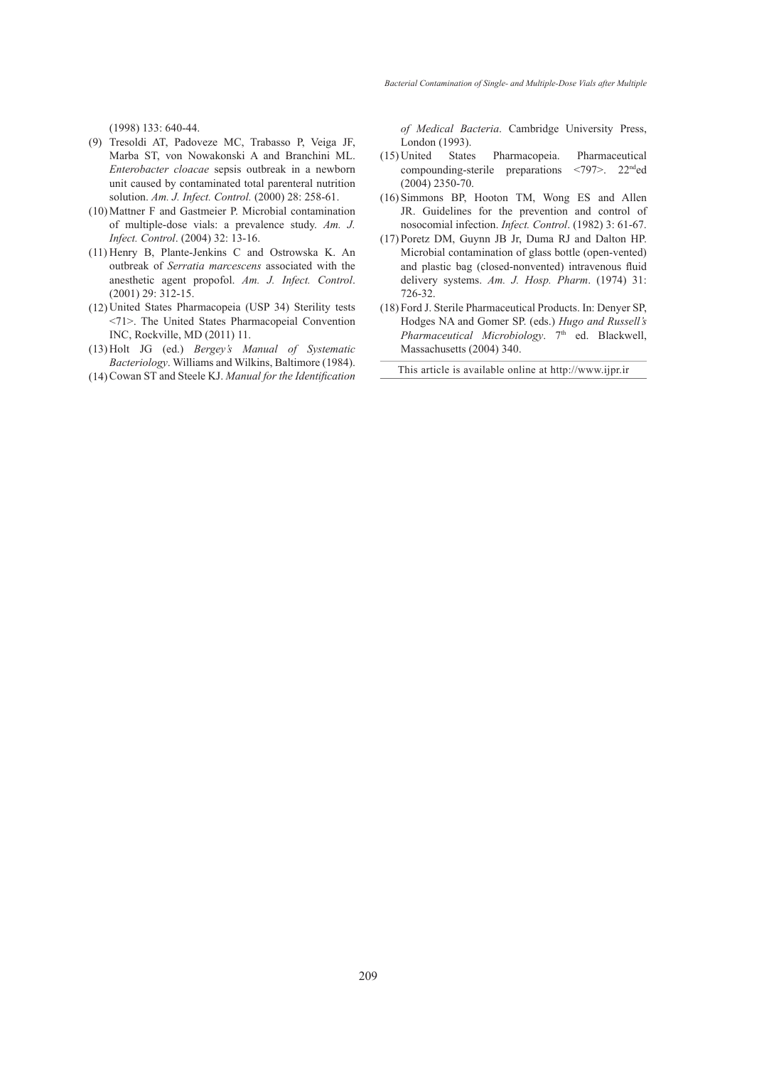(1998) 133: 640-44.

(9) Tresoldi AT, Padoveze MC, Trabasso P, Veiga JF, Marba ST, von Nowakonski A and Branchini ML. *Enterobacter cloacae* sepsis outbreak in a newborn unit caused by contaminated total parenteral nutrition solution. *Am. J. Infect. Control.* (2000) 28: 258-61.

(10) Mattner F and Gastmeier P. Microbial contamination of multiple-dose vials: a prevalence study. *Am. J. Infect. Control*. (2004) 32: 13-16.

(11) Henry B, Plante-Jenkins C and Ostrowska K. An outbreak of *Serratia marcescens* associated with the anesthetic agent propofol. *Am. J. Infect. Control*. (2001) 29: 312-15.

(12) United States Pharmacopeia (USP 34) Sterility tests <71>. The United States Pharmacopeial Convention INC, Rockville, MD (2011) 11.

(13) Holt JG (ed.) *Bergey's Manual of Systematic Bacteriology*. Williams and Wilkins, Baltimore (1984).

(14) Cowan ST and Steele KJ. *Manual for the Identification of Medical Bacteria*. Cambridge University Press, London (1993).

(15) United States Pharmacopeia. Pharmaceutical compounding-sterile preparations <797>. 22nd ed (2004) 2350-70.

(16) Simmons BP, Hooton TM, Wong ES and Allen JR. Guidelines for the prevention and control of nosocomial infection. *Infect. Control*. (1982) 3: 61-67.

(17) Poretz DM, Guynn JB Jr, Duma RJ and Dalton HP. Microbial contamination of glass bottle (open-vented) and plastic bag (closed-nonvented) intravenous fluid delivery systems. *Am. J. Hosp. Pharm*. (1974) 31: 726-32.

(18) Ford J. Sterile Pharmaceutical Products. In: Denyer SP, Hodges NA and Gomer SP. (eds.) *Hugo and Russell's Pharmaceutical Microbiology*. 7th ed. Blackwell, Massachusetts (2004) 340.

This article is available online at http://www.ijpr.ir